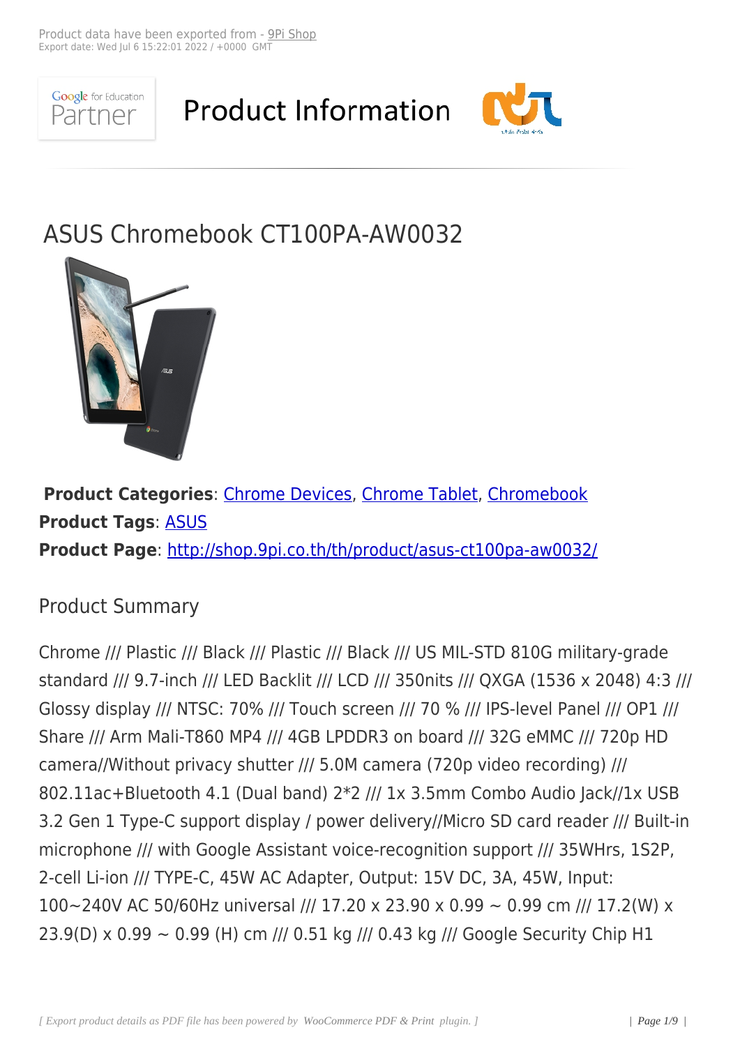Product data have been exported from - 9Pi Shop
Export date: Wed Jul 6 15:22:01 2022 / +0000 GMT

Google for Education Partner

# Product Information

## ASUS Chromebook CT100PA-AW0032

**Product Categories**: Chrome Devices, Chrome Tablet, Chromebook
**Product Tags**: ASUS
**Product Page**: http://shop.9pi.co.th/th/product/asus-ct100pa-aw0032/

### Product Summary

Chrome /// Plastic /// Black /// Plastic /// Black /// US MIL-STD 810G military-grade standard /// 9.7-inch /// LED Backlit /// LCD /// 350nits /// QXGA (1536 x 2048) 4:3 /// Glossy display /// NTSC: 70% /// Touch screen /// 70 % /// IPS-level Panel /// OP1 /// Share /// Arm Mali-T860 MP4 /// 4GB LPDDR3 on board /// 32G eMMC /// 720p HD camera//Without privacy shutter /// 5.0M camera (720p video recording) /// 802.11ac+Bluetooth 4.1 (Dual band) 2*2 /// 1x 3.5mm Combo Audio Jack//1x USB 3.2 Gen 1 Type-C support display / power delivery//Micro SD card reader /// Built-in microphone /// with Google Assistant voice-recognition support /// 35WHrs, 1S2P, 2-cell Li-ion /// TYPE-C, 45W AC Adapter, Output: 15V DC, 3A, 45W, Input: 100~240V AC 50/60Hz universal /// 17.20 x 23.90 x 0.99 ~ 0.99 cm /// 17.2(W) x 23.9(D) x 0.99 ~ 0.99 (H) cm /// 0.51 kg /// 0.43 kg /// Google Security Chip H1

*[ Export product details as PDF file has been powered by WooCommerce PDF & Print plugin. ]*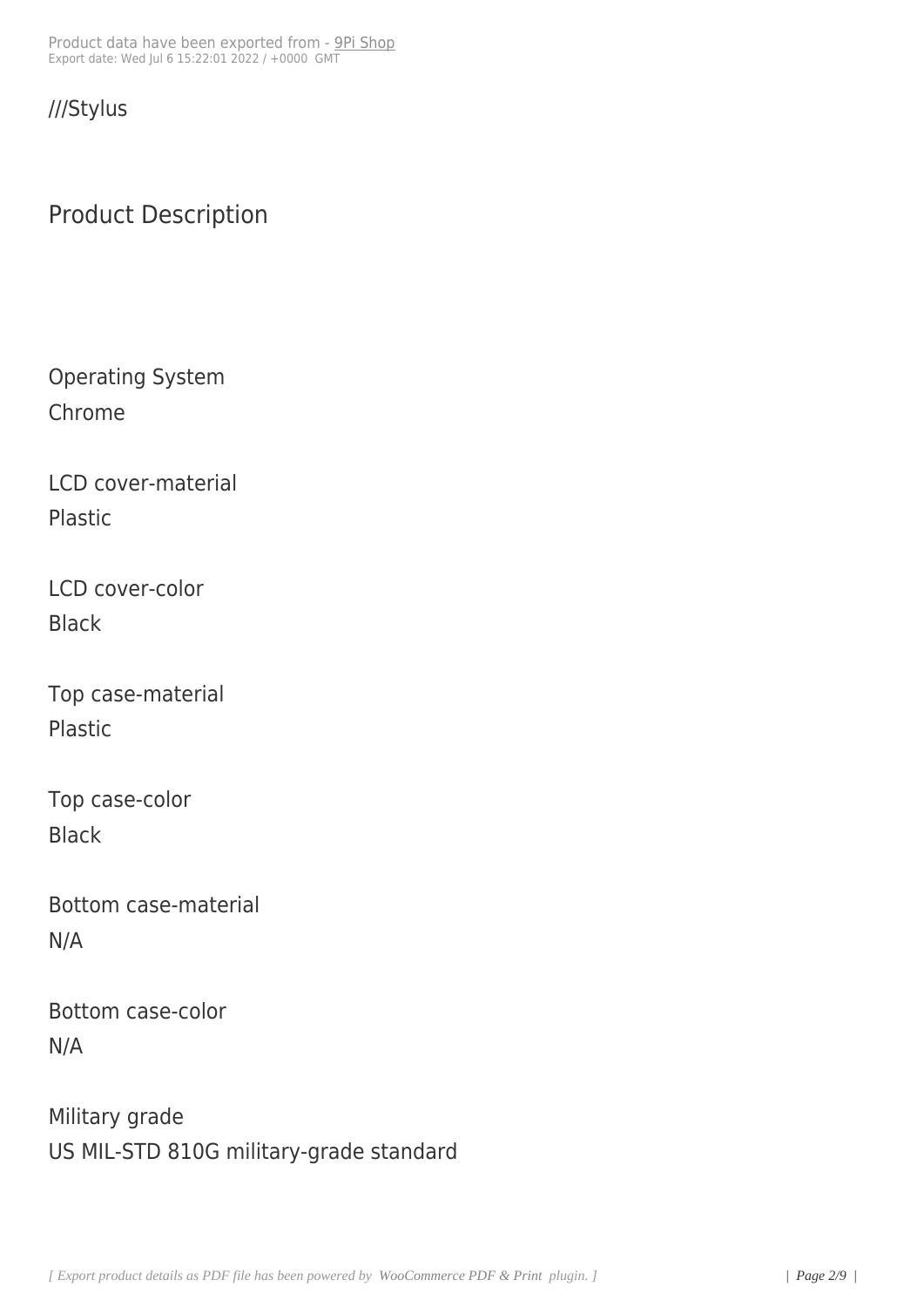///Stylus

## Product Description

Operating System
Chrome

LCD cover-material
Plastic

LCD cover-color
Black

Top case-material
Plastic

Top case-color
Black

Bottom case-material
N/A

Bottom case-color
N/A

Military grade
US MIL-STD 810G military-grade standard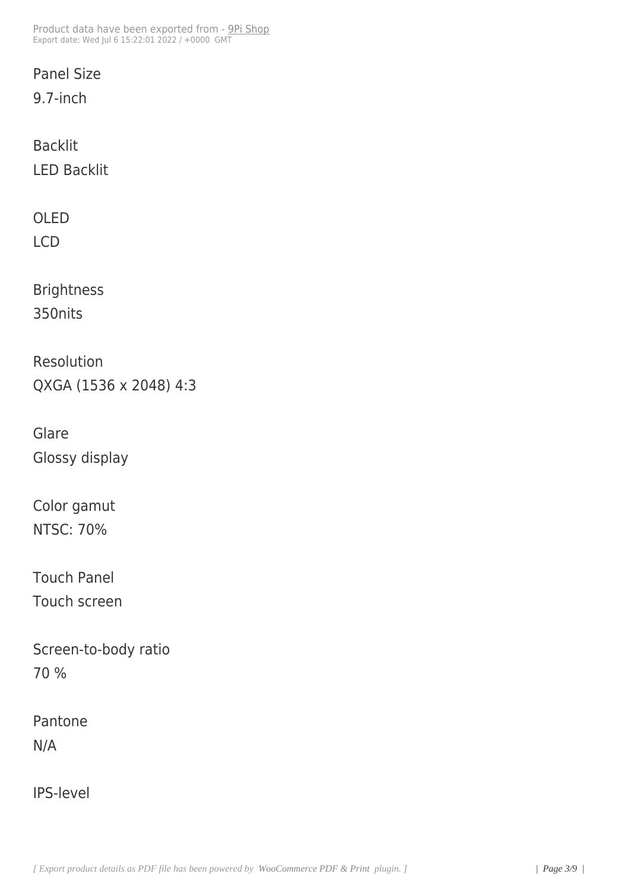Panel Size

9.7-inch

Backlit

LED Backlit

OLED

LCD

Brightness

350nits

Resolution

QXGA (1536 x 2048) 4:3

Glare

Glossy display

Color gamut

NTSC: 70%

Touch Panel

Touch screen

Screen-to-body ratio

70 %

Pantone

N/A

IPS-level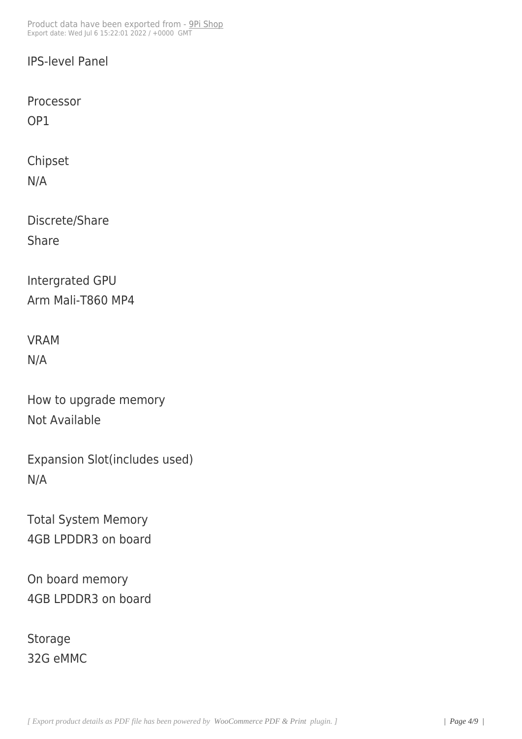IPS-level Panel

Processor

OP1

Chipset

N/A

Discrete/Share

Share

Intergrated GPU

Arm Mali-T860 MP4

VRAM

N/A

How to upgrade memory

Not Available

Expansion Slot(includes used)

N/A

Total System Memory

4GB LPDDR3 on board

On board memory

4GB LPDDR3 on board

Storage

32G eMMC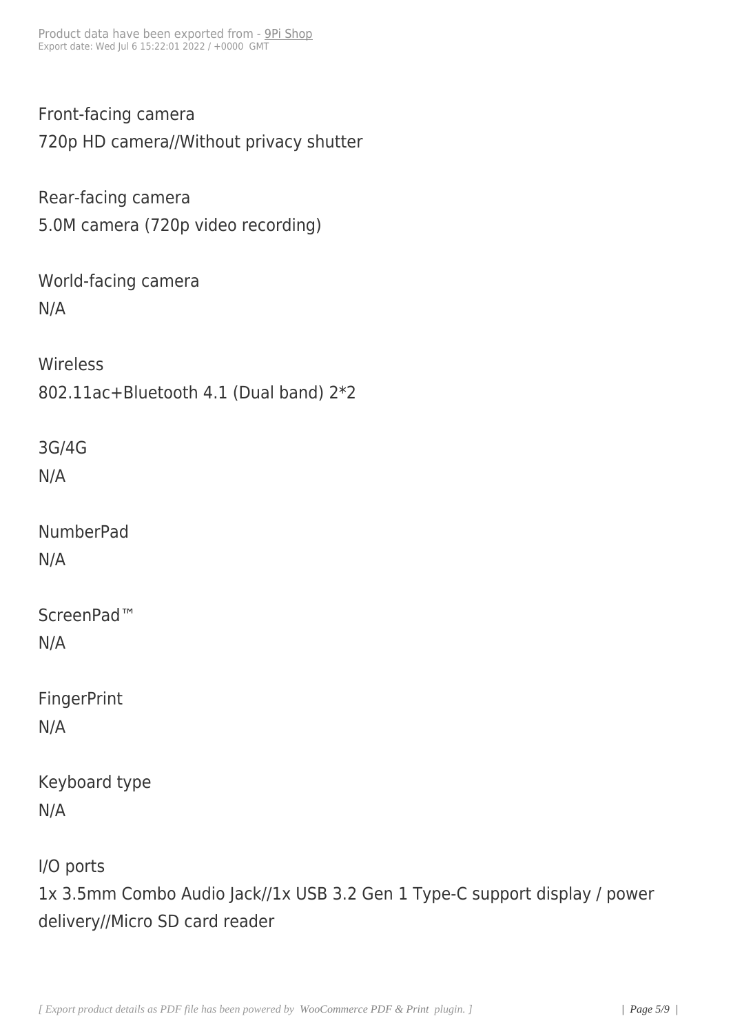Front-facing camera
720p HD camera//Without privacy shutter

Rear-facing camera
5.0M camera (720p video recording)

World-facing camera
N/A

Wireless
802.11ac+Bluetooth 4.1 (Dual band) 2*2

3G/4G
N/A

NumberPad
N/A

ScreenPad™
N/A

FingerPrint
N/A

Keyboard type
N/A

I/O ports
1x 3.5mm Combo Audio Jack//1x USB 3.2 Gen 1 Type-C support display / power delivery//Micro SD card reader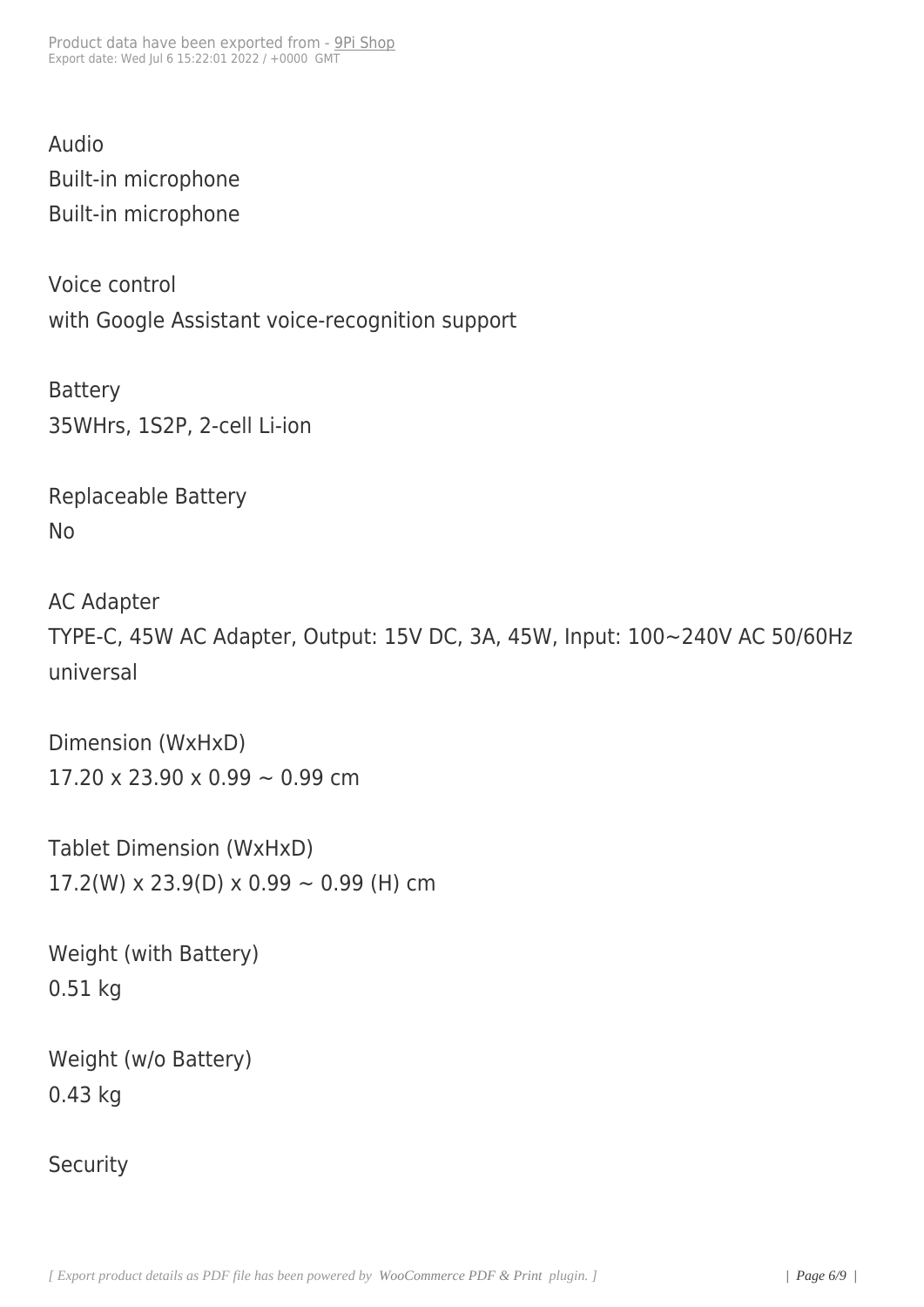Audio
Built-in microphone
Built-in microphone

Voice control
with Google Assistant voice-recognition support

Battery
35WHrs, 1S2P, 2-cell Li-ion

Replaceable Battery
No

AC Adapter
TYPE-C, 45W AC Adapter, Output: 15V DC, 3A, 45W, Input: 100~240V AC 50/60Hz universal

Dimension (WxHxD)
17.20 x 23.90 x 0.99 ~ 0.99 cm

Tablet Dimension (WxHxD)
17.2(W) x 23.9(D) x 0.99 ~ 0.99 (H) cm

Weight (with Battery)
0.51 kg

Weight (w/o Battery)
0.43 kg

Security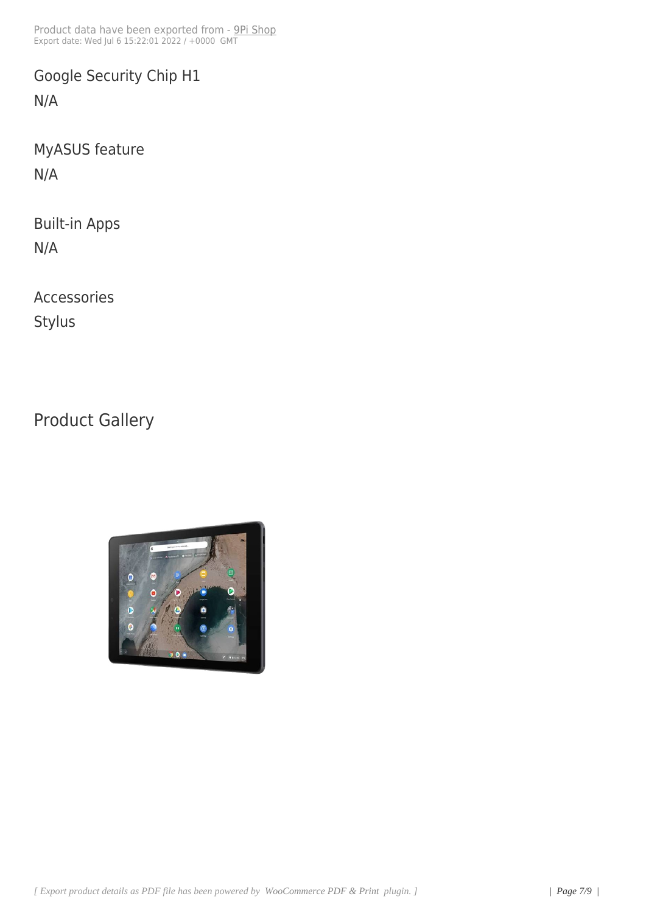Google Security Chip H1

N/A

MyASUS feature

N/A

Built-in Apps

N/A

Accessories

Stylus

## Product Gallery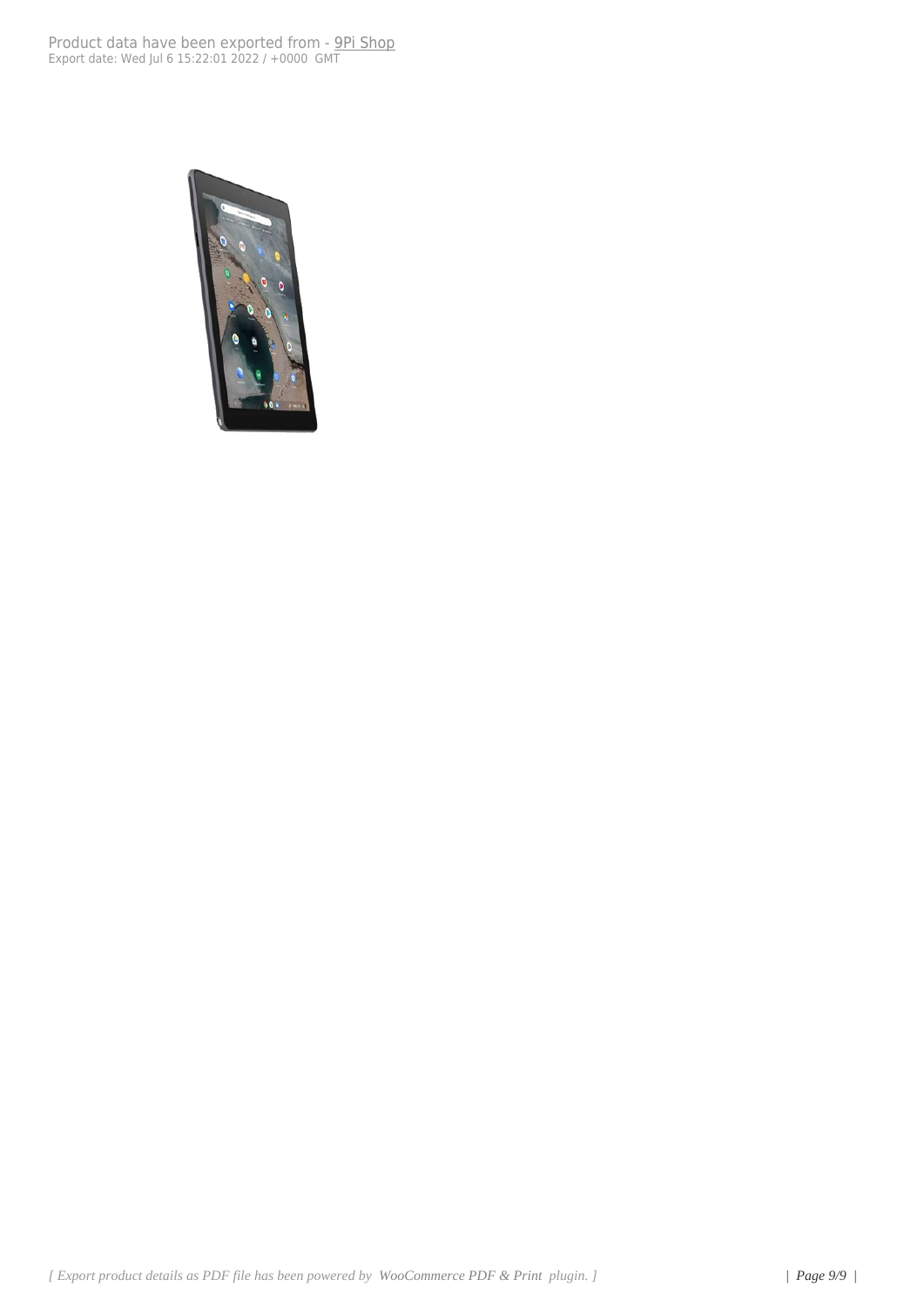Product data have been exported from - 9Pi Shop
Export date: Wed Jul 6 15:22:01 2022 / +0000 GMT

*[ Export product details as PDF file has been powered by WooCommerce PDF & Print plugin. ]*